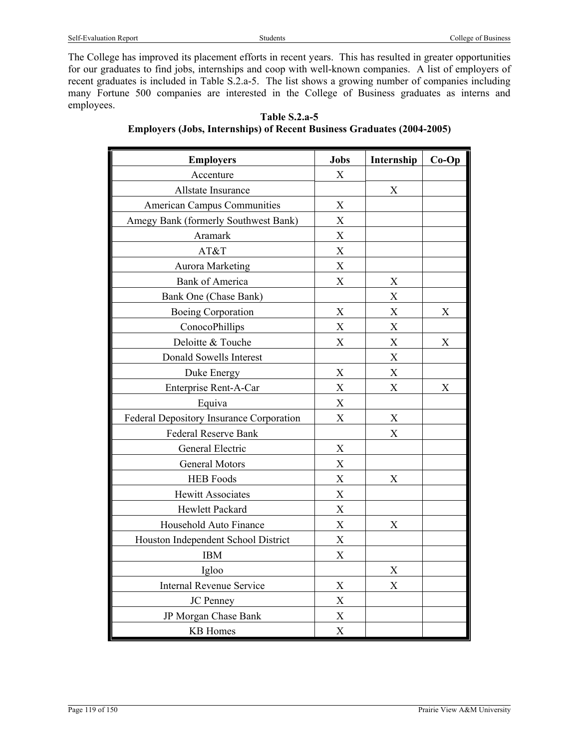The College has improved its placement efforts in recent years. This has resulted in greater opportunities for our graduates to find jobs, internships and coop with well-known companies. A list of employers of recent graduates is included in Table S.2.a-5. The list shows a growing number of companies including many Fortune 500 companies are interested in the College of Business graduates as interns and employees.

**Table S.2.a-5**
**Employers (Jobs, Internships) of Recent Business Graduates (2004-2005)**

| Employers | Jobs | Internship | Co-Op |
|---|---|---|---|
| Accenture | X | | |
| Allstate Insurance | | X | |
| American Campus Communities | X | | |
| Amegy Bank (formerly Southwest Bank) | X | | |
| Aramark | X | | |
| AT&T | X | | |
| Aurora Marketing | X | | |
| Bank of America | X | X | |
| Bank One (Chase Bank) | | X | |
| Boeing Corporation | X | X | X |
| ConocoPhillips | X | X | |
| Deloitte & Touche | X | X | X |
| Donald Sowells Interest | | X | |
| Duke Energy | X | X | |
| Enterprise Rent-A-Car | X | X | X |
| Equiva | X | | |
| Federal Depository Insurance Corporation | X | X | |
| Federal Reserve Bank | | X | |
| General Electric | X | | |
| General Motors | X | | |
| HEB Foods | X | X | |
| Hewitt Associates | X | | |
| Hewlett Packard | X | | |
| Household Auto Finance | X | X | |
| Houston Independent School District | X | | |
| IBM | X | | |
| Igloo | | X | |
| Internal Revenue Service | X | X | |
| JC Penney | X | | |
| JP Morgan Chase Bank | X | | |
| KB Homes | X | | |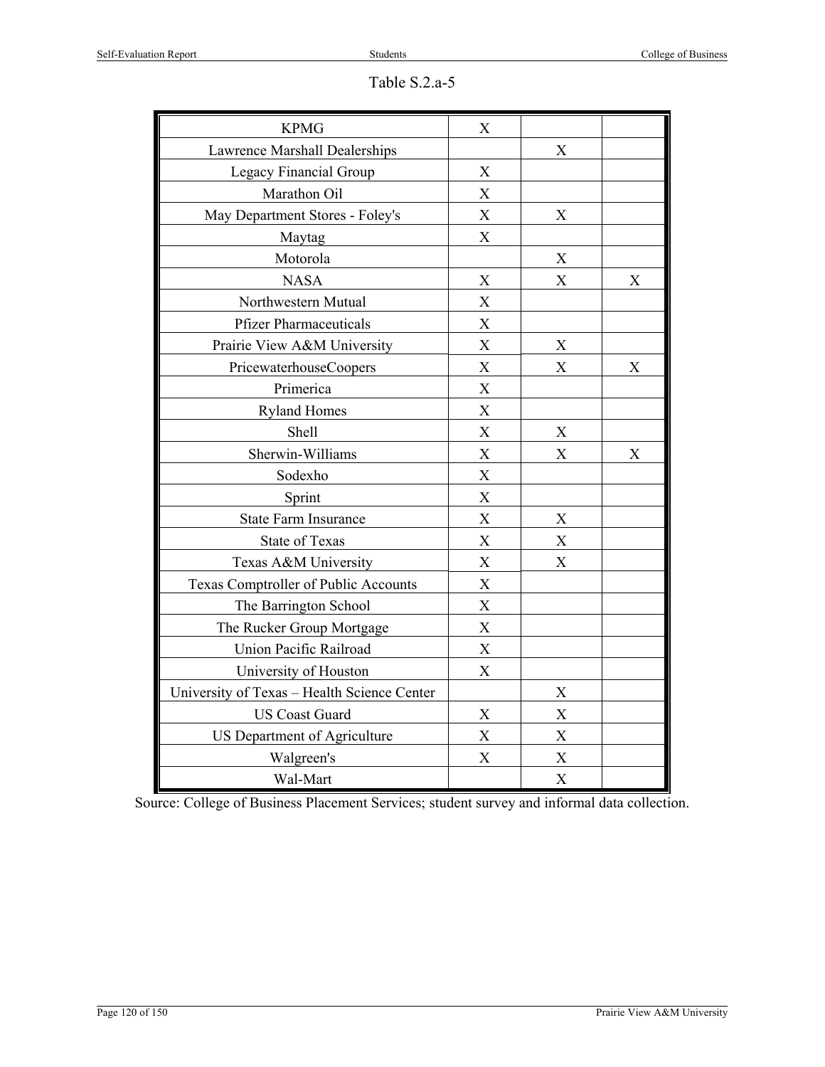Table S.2.a-5

| | | | |
|---|---|---|---|
| KPMG | X | | |
| Lawrence Marshall Dealerships | | X | |
| Legacy Financial Group | X | | |
| Marathon Oil | X | | |
| May Department Stores - Foley's | X | X | |
| Maytag | X | | |
| Motorola | | X | |
| NASA | X | X | X |
| Northwestern Mutual | X | | |
| Pfizer Pharmaceuticals | X | | |
| Prairie View A&M University | X | X | |
| PricewaterhouseCoopers | X | X | X |
| Primerica | X | | |
| Ryland Homes | X | | |
| Shell | X | X | |
| Sherwin-Williams | X | X | X |
| Sodexho | X | | |
| Sprint | X | | |
| State Farm Insurance | X | X | |
| State of Texas | X | X | |
| Texas A&M University | X | X | |
| Texas Comptroller of Public Accounts | X | | |
| The Barrington School | X | | |
| The Rucker Group Mortgage | X | | |
| Union Pacific Railroad | X | | |
| University of Houston | X | | |
| University of Texas – Health Science Center | | X | |
| US Coast Guard | X | X | |
| US Department of Agriculture | X | X | |
| Walgreen's | X | X | |
| Wal-Mart | | X | |

Source: College of Business Placement Services; student survey and informal data collection.